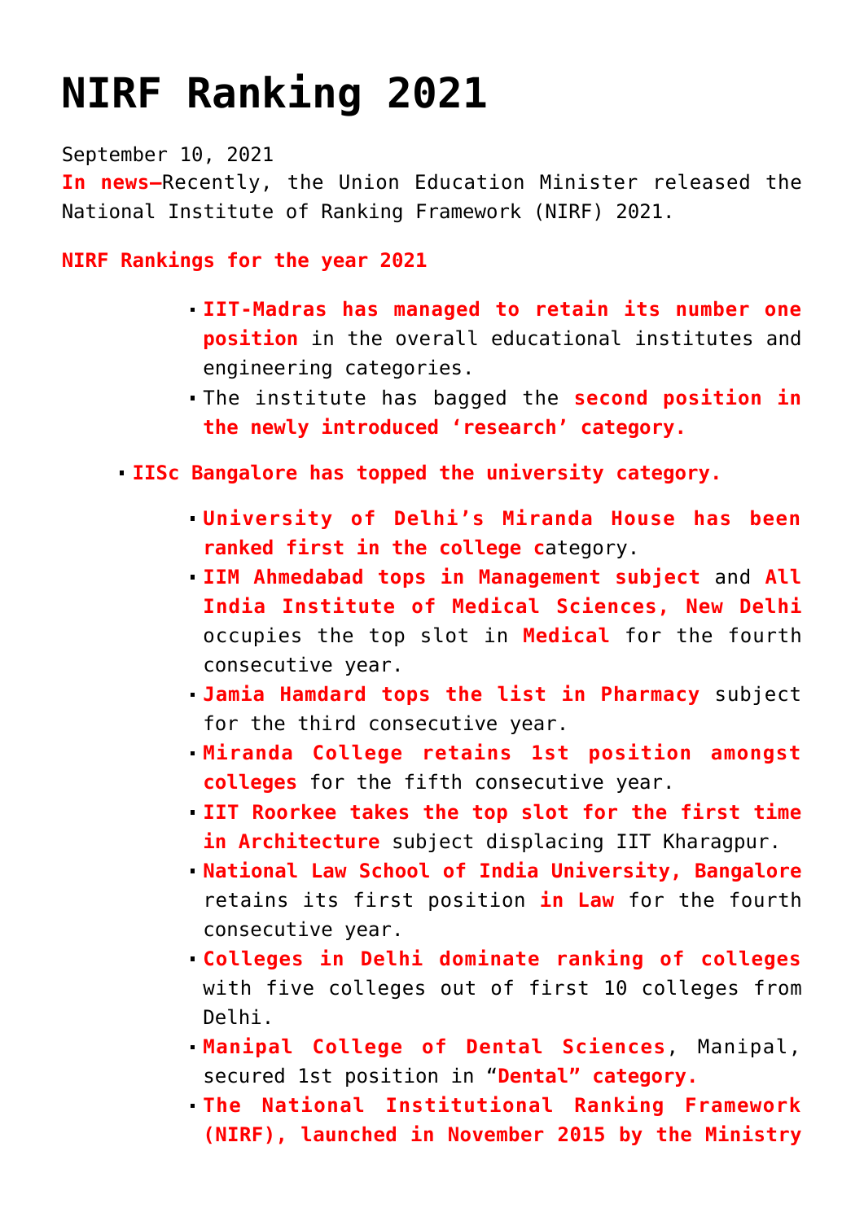# NIRF Ranking 2021

September 10, 2021

**In news–**Recently, the Union Education Minister released the National Institute of Ranking Framework (NIRF) 2021.

**NIRF Rankings for the year 2021**

- **IIT-Madras has managed to retain its number one position** in the overall educational institutes and engineering categories.
- The institute has bagged the **second position in the newly introduced 'research' category.**

- **IISc Bangalore has topped the university category.**
  - **University of Delhi's Miranda House has been ranked first in the college c**ategory.
  - **IIM Ahmedabad tops in Management subject** and **All India Institute of Medical Sciences, New Delhi** occupies the top slot in **Medical** for the fourth consecutive year.
  - **Jamia Hamdard tops the list in Pharmacy** subject for the third consecutive year.
  - **Miranda College retains 1st position amongst colleges** for the fifth consecutive year.
  - **IIT Roorkee takes the top slot for the first time in Architecture** subject displacing IIT Kharagpur.
  - **National Law School of India University, Bangalore** retains its first position **in Law** for the fourth consecutive year.
  - **Colleges in Delhi dominate ranking of colleges** with five colleges out of first 10 colleges from Delhi.
  - **Manipal College of Dental Sciences**, Manipal, secured 1st position in "**Dental" category.**
  - **The National Institutional Ranking Framework (NIRF), launched in November 2015 by the Ministry**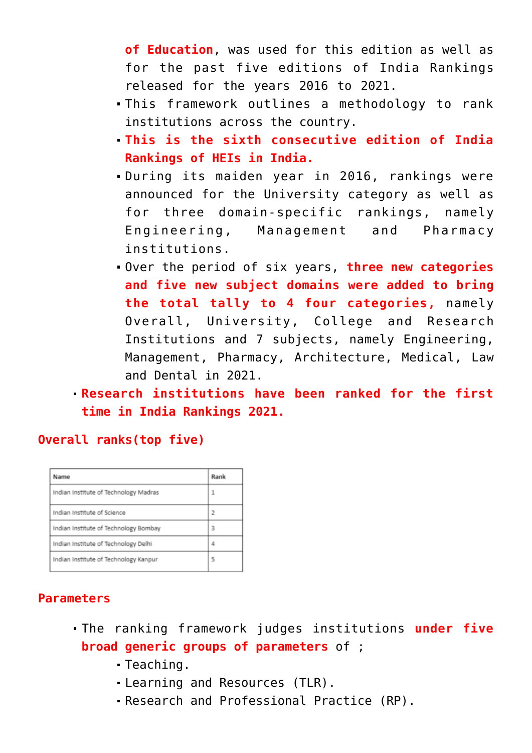of **Education**, was used for this edition as well as for the past five editions of India Rankings released for the years 2016 to 2021.
    - This framework outlines a methodology to rank institutions across the country.
    - **This is the sixth consecutive edition of India Rankings of HEIs in India.**
    - During its maiden year in 2016, rankings were announced for the University category as well as for three domain-specific rankings, namely Engineering, Management and Pharmacy institutions.
    - Over the period of six years, **three new categories and five new subject domains were added to bring the total tally to 4 four categories,** namely Overall, University, College and Research Institutions and 7 subjects, namely Engineering, Management, Pharmacy, Architecture, Medical, Law and Dental in 2021.
- **Research institutions have been ranked for the first time in India Rankings 2021.**

**Overall ranks(top five)**

| Name | Rank |
|---|---|
| Indian Institute of Technology Madras | 1 |
| Indian Institute of Science | 2 |
| Indian Institute of Technology Bombay | 3 |
| Indian Institute of Technology Delhi | 4 |
| Indian Institute of Technology Kanpur | 5 |

**Parameters**

- The ranking framework judges institutions **under five broad generic groups of parameters** of ;
    - Teaching.
    - Learning and Resources (TLR).
    - Research and Professional Practice (RP).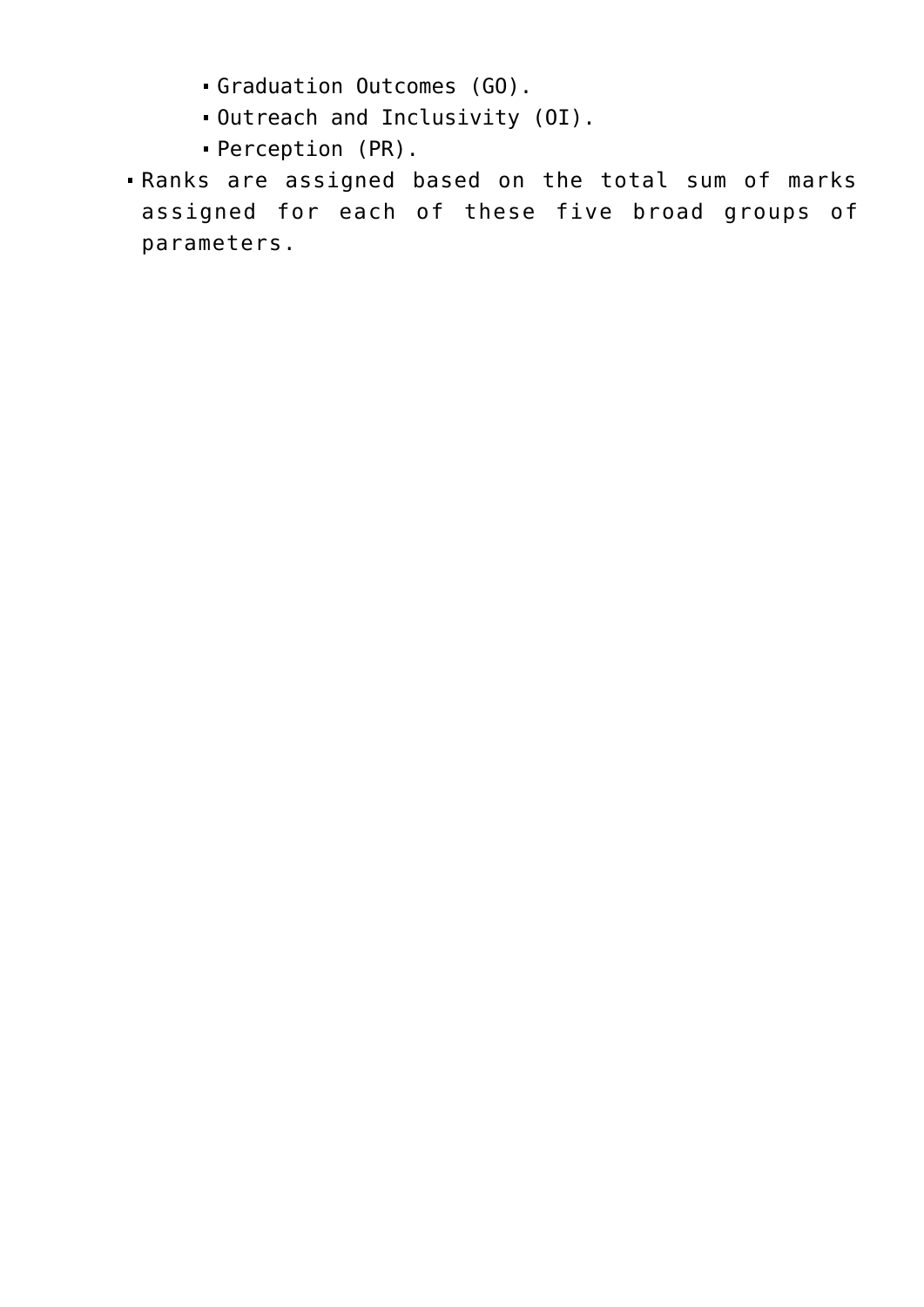- Graduation Outcomes (GO).
  - Outreach and Inclusivity (OI).
  - Perception (PR).
- Ranks are assigned based on the total sum of marks assigned for each of these five broad groups of parameters.